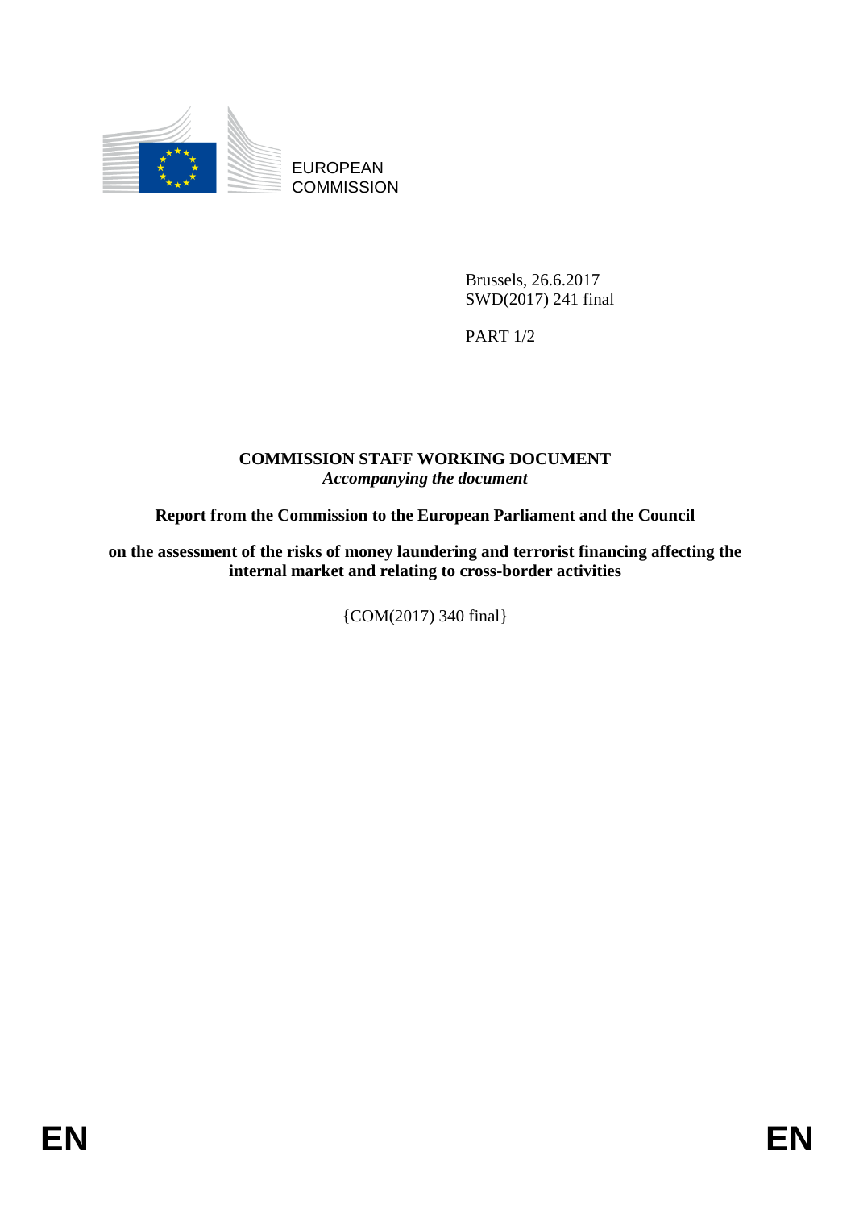EUROPEAN COMMISSION

Brussels, 26.6.2017
SWD(2017) 241 final

PART 1/2

# COMMISSION STAFF WORKING DOCUMENT

*Accompanying the document*

**Report from the Commission to the European Parliament and the Council**

**on the assessment of the risks of money laundering and terrorist financing affecting the internal market and relating to cross-border activities**

{COM(2017) 340 final}

EN EN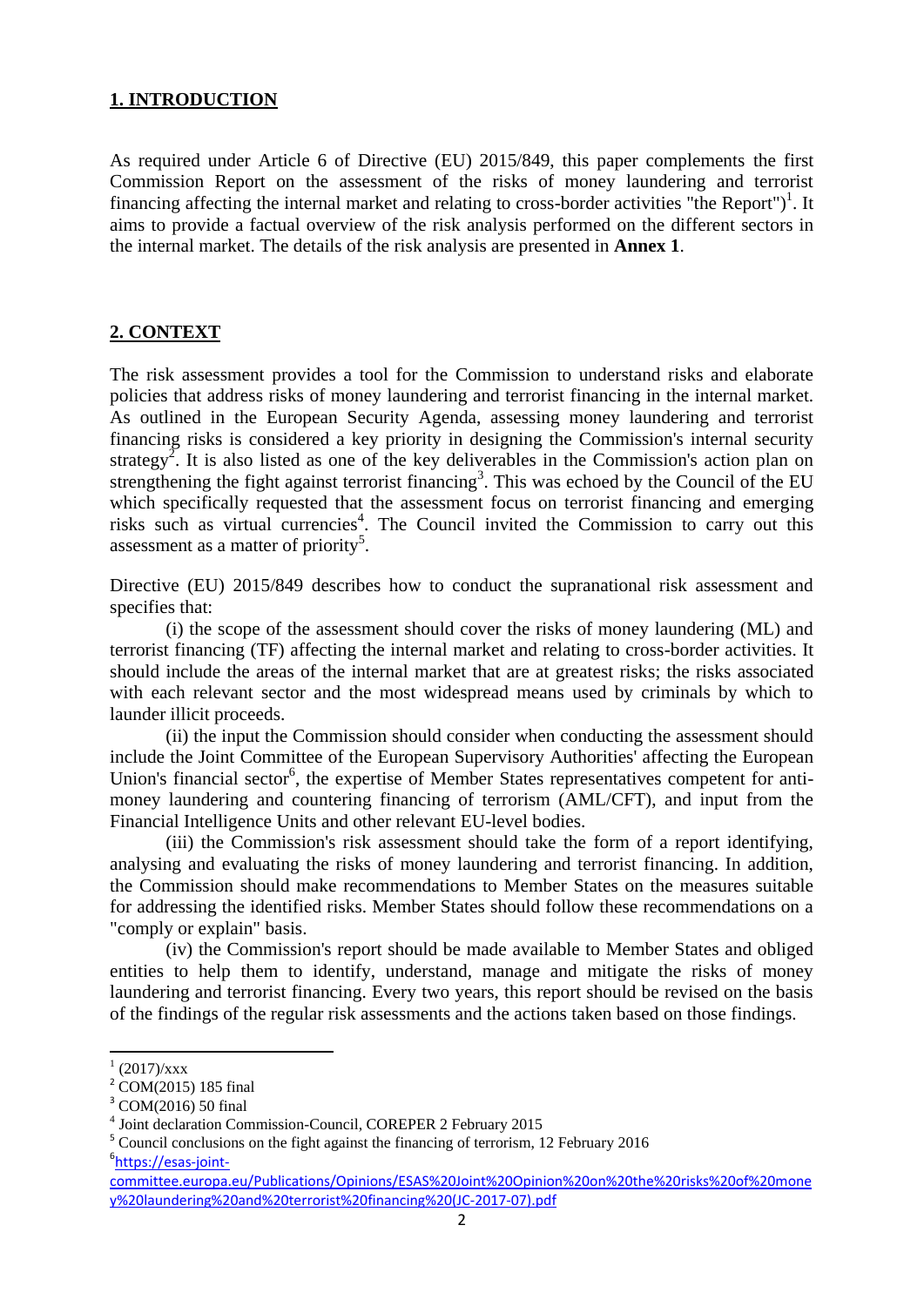## 1. INTRODUCTION

As required under Article 6 of Directive (EU) 2015/849, this paper complements the first Commission Report on the assessment of the risks of money laundering and terrorist financing affecting the internal market and relating to cross-border activities "the Report")[1]. It aims to provide a factual overview of the risk analysis performed on the different sectors in the internal market. The details of the risk analysis are presented in **Annex 1**.

## 2. CONTEXT

The risk assessment provides a tool for the Commission to understand risks and elaborate policies that address risks of money laundering and terrorist financing in the internal market. As outlined in the European Security Agenda, assessing money laundering and terrorist financing risks is considered a key priority in designing the Commission's internal security strategy[2]. It is also listed as one of the key deliverables in the Commission's action plan on strengthening the fight against terrorist financing[3]. This was echoed by the Council of the EU which specifically requested that the assessment focus on terrorist financing and emerging risks such as virtual currencies[4]. The Council invited the Commission to carry out this assessment as a matter of priority[5].

Directive (EU) 2015/849 describes how to conduct the supranational risk assessment and specifies that:

(i) the scope of the assessment should cover the risks of money laundering (ML) and terrorist financing (TF) affecting the internal market and relating to cross-border activities. It should include the areas of the internal market that are at greatest risks; the risks associated with each relevant sector and the most widespread means used by criminals by which to launder illicit proceeds.

(ii) the input the Commission should consider when conducting the assessment should include the Joint Committee of the European Supervisory Authorities' affecting the European Union's financial sector[6], the expertise of Member States representatives competent for anti-money laundering and countering financing of terrorism (AML/CFT), and input from the Financial Intelligence Units and other relevant EU-level bodies.

(iii) the Commission's risk assessment should take the form of a report identifying, analysing and evaluating the risks of money laundering and terrorist financing. In addition, the Commission should make recommendations to Member States on the measures suitable for addressing the identified risks. Member States should follow these recommendations on a "comply or explain" basis.

(iv) the Commission's report should be made available to Member States and obliged entities to help them to identify, understand, manage and mitigate the risks of money laundering and terrorist financing. Every two years, this report should be revised on the basis of the findings of the regular risk assessments and the actions taken based on those findings.

---

[1] (2017)/xxx

[2] COM(2015) 185 final

[3] COM(2016) 50 final

[4] Joint declaration Commission-Council, COREPER 2 February 2015

[5] Council conclusions on the fight against the financing of terrorism, 12 February 2016

[6] https://esas-joint-committee.europa.eu/Publications/Opinions/ESAS%20Joint%20Opinion%20on%20the%20risks%20of%20money%20laundering%20and%20terrorist%20financing%20(JC-2017-07).pdf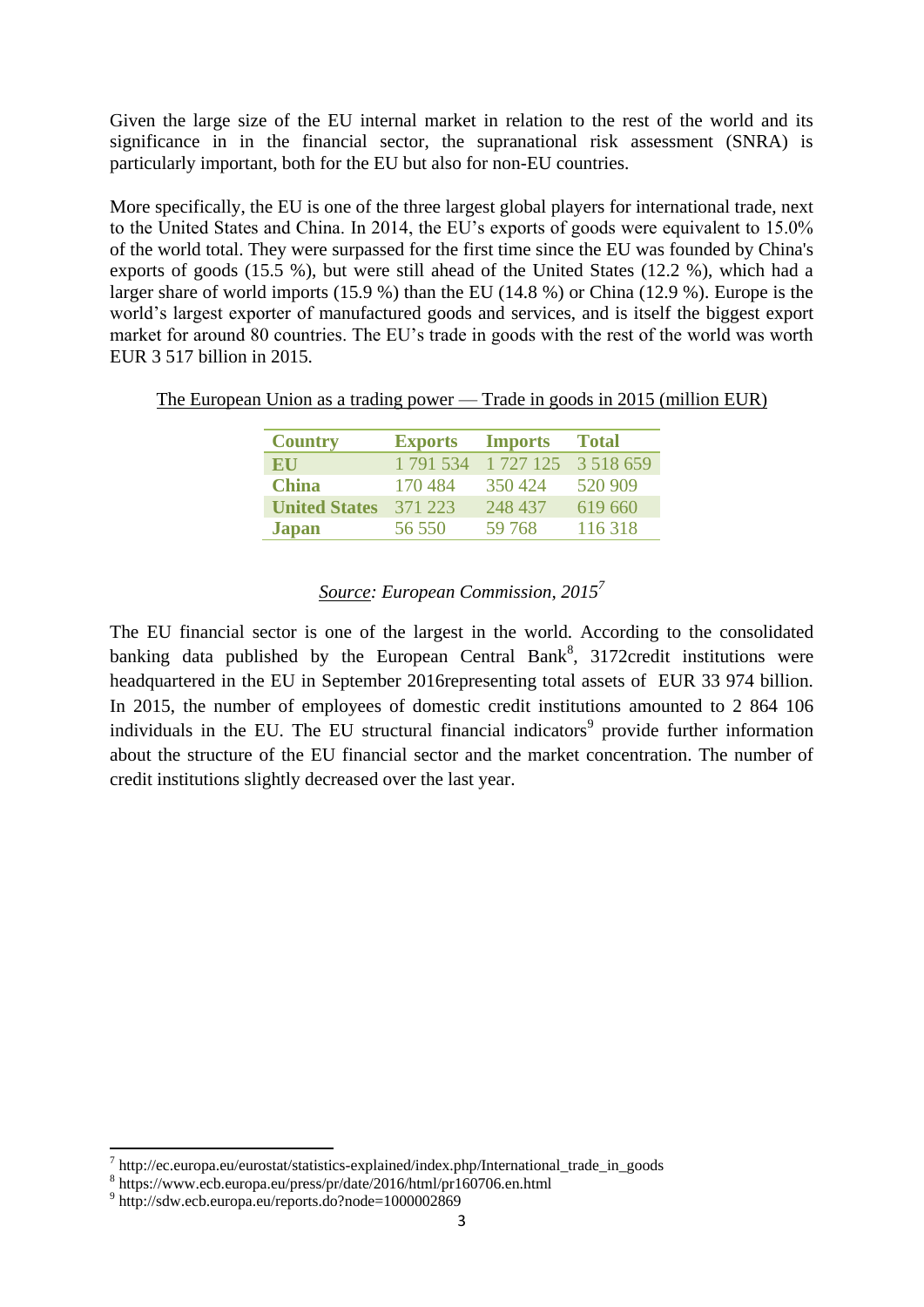Given the large size of the EU internal market in relation to the rest of the world and its significance in in the financial sector, the supranational risk assessment (SNRA) is particularly important, both for the EU but also for non-EU countries.

More specifically, the EU is one of the three largest global players for international trade, next to the United States and China. In 2014, the EU's exports of goods were equivalent to 15.0% of the world total. They were surpassed for the first time since the EU was founded by China's exports of goods (15.5 %), but were still ahead of the United States (12.2 %), which had a larger share of world imports (15.9 %) than the EU (14.8 %) or China (12.9 %). Europe is the world's largest exporter of manufactured goods and services, and is itself the biggest export market for around 80 countries. The EU's trade in goods with the rest of the world was worth EUR 3 517 billion in 2015.

The European Union as a trading power — Trade in goods in 2015 (million EUR)

| Country | Exports | Imports | Total |
|---|---|---|---|
| **EU** | 1 791 534 | 1 727 125 | 3 518 659 |
| **China** | 170 484 | 350 424 | 520 909 |
| **United States** | 371 223 | 248 437 | 619 660 |
| **Japan** | 56 550 | 59 768 | 116 318 |

*Source: European Commission, 2015*[7]

The EU financial sector is one of the largest in the world. According to the consolidated banking data published by the European Central Bank[8], 3172credit institutions were headquartered in the EU in September 2016representing total assets of EUR 33 974 billion. In 2015, the number of employees of domestic credit institutions amounted to 2 864 106 individuals in the EU. The EU structural financial indicators[9] provide further information about the structure of the EU financial sector and the market concentration. The number of credit institutions slightly decreased over the last year.

---

[7] http://ec.europa.eu/eurostat/statistics-explained/index.php/International_trade_in_goods

[8] https://www.ecb.europa.eu/press/pr/date/2016/html/pr160706.en.html

[9] http://sdw.ecb.europa.eu/reports.do?node=1000002869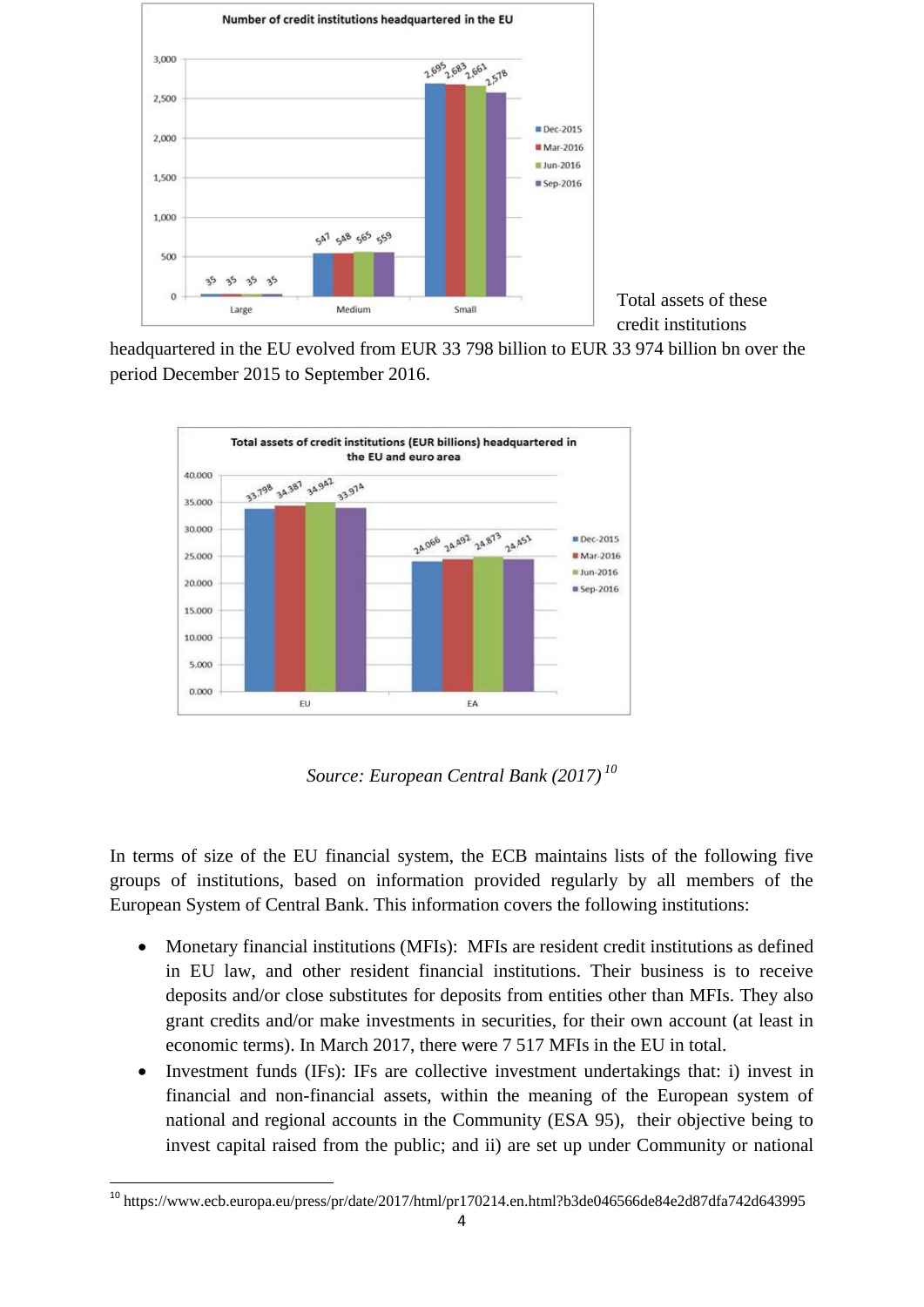Total assets of these credit institutions headquartered in the EU evolved from EUR 33 798 billion to EUR 33 974 billion bn over the period December 2015 to September 2016.

*Source: European Central Bank (2017)* [10]

In terms of size of the EU financial system, the ECB maintains lists of the following five groups of institutions, based on information provided regularly by all members of the European System of Central Bank. This information covers the following institutions:

- Monetary financial institutions (MFIs): MFIs are resident credit institutions as defined in EU law, and other resident financial institutions. Their business is to receive deposits and/or close substitutes for deposits from entities other than MFIs. They also grant credits and/or make investments in securities, for their own account (at least in economic terms). In March 2017, there were 7 517 MFIs in the EU in total.
- Investment funds (IFs): IFs are collective investment undertakings that: i) invest in financial and non-financial assets, within the meaning of the European system of national and regional accounts in the Community (ESA 95), their objective being to invest capital raised from the public; and ii) are set up under Community or national

[10] https://www.ecb.europa.eu/press/pr/date/2017/html/pr170214.en.html?b3de046566de84e2d87dfa742d643995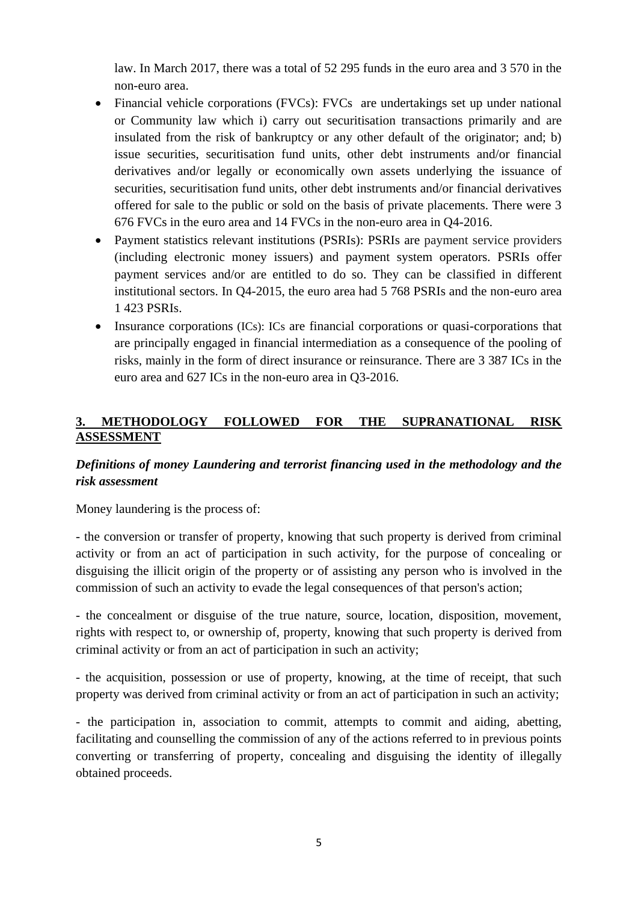law. In March 2017, there was a total of 52 295 funds in the euro area and 3 570 in the non-euro area.

- Financial vehicle corporations (FVCs): FVCs are undertakings set up under national or Community law which i) carry out securitisation transactions primarily and are insulated from the risk of bankruptcy or any other default of the originator; and; b) issue securities, securitisation fund units, other debt instruments and/or financial derivatives and/or legally or economically own assets underlying the issuance of securities, securitisation fund units, other debt instruments and/or financial derivatives offered for sale to the public or sold on the basis of private placements. There were 3 676 FVCs in the euro area and 14 FVCs in the non-euro area in Q4-2016.
- Payment statistics relevant institutions (PSRIs): PSRIs are payment service providers (including electronic money issuers) and payment system operators. PSRIs offer payment services and/or are entitled to do so. They can be classified in different institutional sectors. In Q4-2015, the euro area had 5 768 PSRIs and the non-euro area 1 423 PSRIs.
- Insurance corporations (ICs): ICs are financial corporations or quasi-corporations that are principally engaged in financial intermediation as a consequence of the pooling of risks, mainly in the form of direct insurance or reinsurance. There are 3 387 ICs in the euro area and 627 ICs in the non-euro area in Q3-2016.

## 3. METHODOLOGY FOLLOWED FOR THE SUPRANATIONAL RISK ASSESSMENT

***Definitions of money Laundering and terrorist financing used in the methodology and the risk assessment***

Money laundering is the process of:

- the conversion or transfer of property, knowing that such property is derived from criminal activity or from an act of participation in such activity, for the purpose of concealing or disguising the illicit origin of the property or of assisting any person who is involved in the commission of such an activity to evade the legal consequences of that person's action;

- the concealment or disguise of the true nature, source, location, disposition, movement, rights with respect to, or ownership of, property, knowing that such property is derived from criminal activity or from an act of participation in such an activity;

- the acquisition, possession or use of property, knowing, at the time of receipt, that such property was derived from criminal activity or from an act of participation in such an activity;

- the participation in, association to commit, attempts to commit and aiding, abetting, facilitating and counselling the commission of any of the actions referred to in previous points converting or transferring of property, concealing and disguising the identity of illegally obtained proceeds.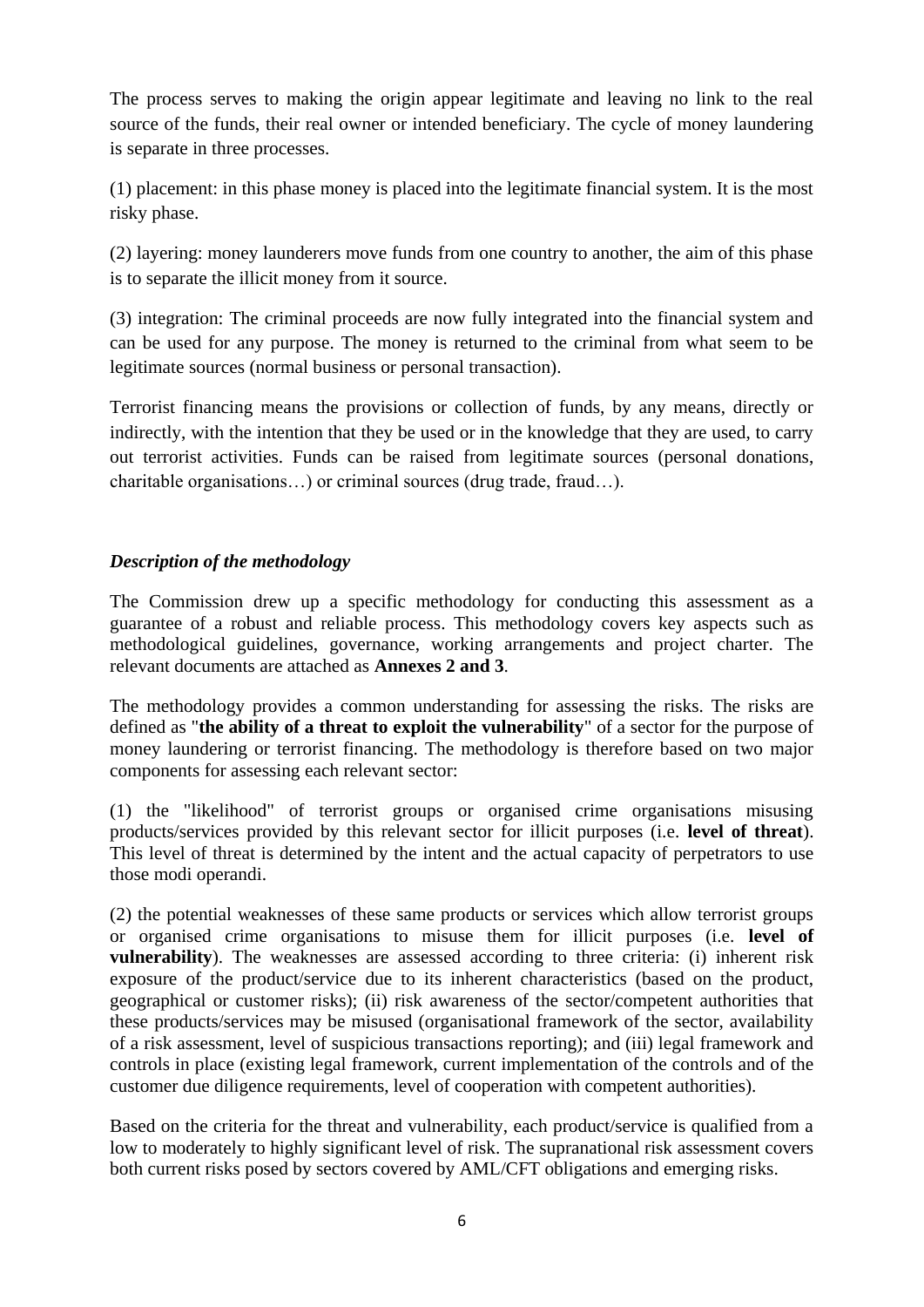The process serves to making the origin appear legitimate and leaving no link to the real source of the funds, their real owner or intended beneficiary. The cycle of money laundering is separate in three processes.

(1) placement: in this phase money is placed into the legitimate financial system. It is the most risky phase.

(2) layering: money launderers move funds from one country to another, the aim of this phase is to separate the illicit money from it source.

(3) integration: The criminal proceeds are now fully integrated into the financial system and can be used for any purpose. The money is returned to the criminal from what seem to be legitimate sources (normal business or personal transaction).

Terrorist financing means the provisions or collection of funds, by any means, directly or indirectly, with the intention that they be used or in the knowledge that they are used, to carry out terrorist activities. Funds can be raised from legitimate sources (personal donations, charitable organisations…) or criminal sources (drug trade, fraud…).

***Description of the methodology***

The Commission drew up a specific methodology for conducting this assessment as a guarantee of a robust and reliable process. This methodology covers key aspects such as methodological guidelines, governance, working arrangements and project charter. The relevant documents are attached as **Annexes 2 and 3**.

The methodology provides a common understanding for assessing the risks. The risks are defined as "**the ability of a threat to exploit the vulnerability**" of a sector for the purpose of money laundering or terrorist financing. The methodology is therefore based on two major components for assessing each relevant sector:

(1) the "likelihood" of terrorist groups or organised crime organisations misusing products/services provided by this relevant sector for illicit purposes (i.e. **level of threat**). This level of threat is determined by the intent and the actual capacity of perpetrators to use those modi operandi.

(2) the potential weaknesses of these same products or services which allow terrorist groups or organised crime organisations to misuse them for illicit purposes (i.e. **level of vulnerability**). The weaknesses are assessed according to three criteria: (i) inherent risk exposure of the product/service due to its inherent characteristics (based on the product, geographical or customer risks); (ii) risk awareness of the sector/competent authorities that these products/services may be misused (organisational framework of the sector, availability of a risk assessment, level of suspicious transactions reporting); and (iii) legal framework and controls in place (existing legal framework, current implementation of the controls and of the customer due diligence requirements, level of cooperation with competent authorities).

Based on the criteria for the threat and vulnerability, each product/service is qualified from a low to moderately to highly significant level of risk. The supranational risk assessment covers both current risks posed by sectors covered by AML/CFT obligations and emerging risks.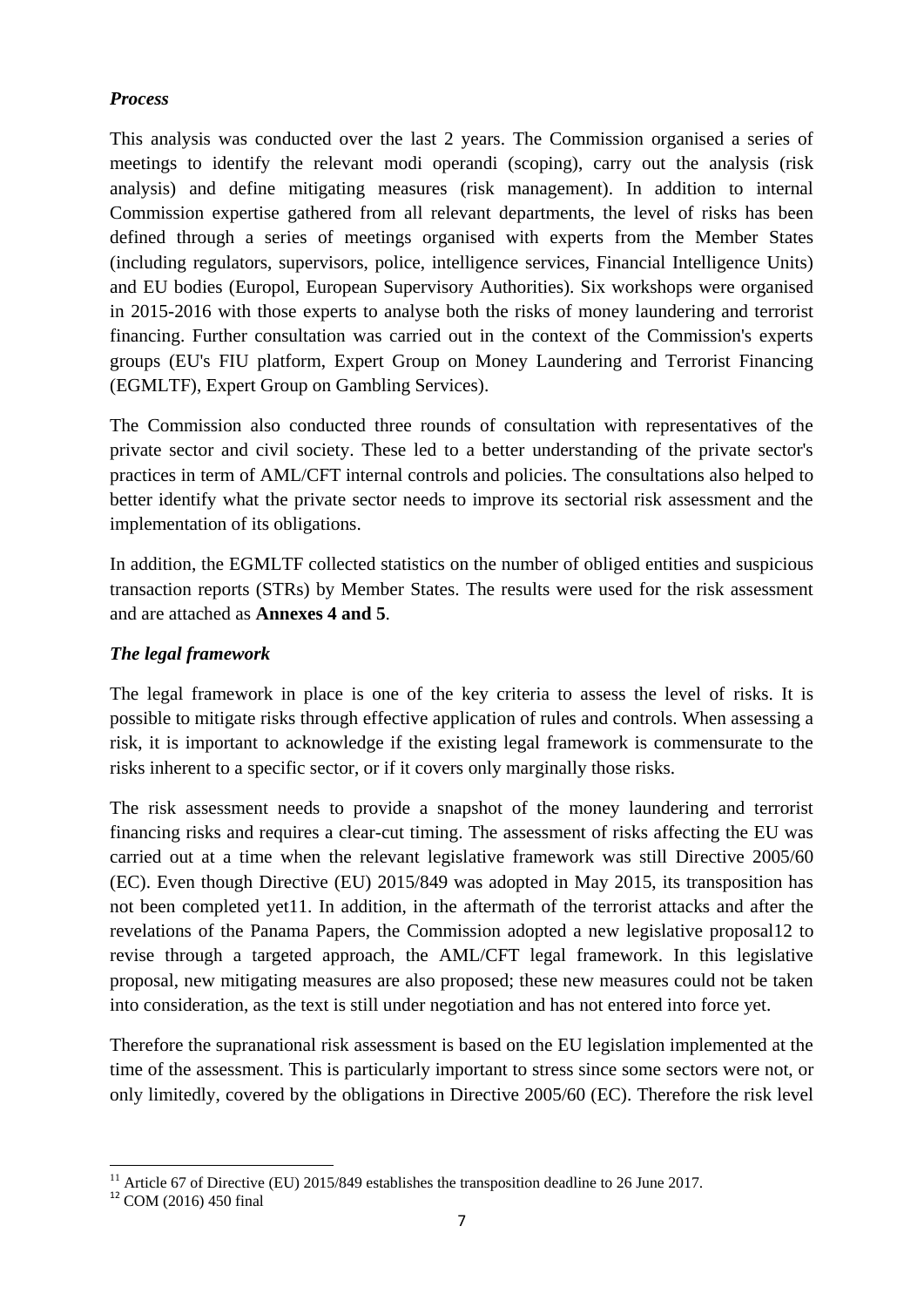### *Process*

This analysis was conducted over the last 2 years. The Commission organised a series of meetings to identify the relevant modi operandi (scoping), carry out the analysis (risk analysis) and define mitigating measures (risk management). In addition to internal Commission expertise gathered from all relevant departments, the level of risks has been defined through a series of meetings organised with experts from the Member States (including regulators, supervisors, police, intelligence services, Financial Intelligence Units) and EU bodies (Europol, European Supervisory Authorities). Six workshops were organised in 2015-2016 with those experts to analyse both the risks of money laundering and terrorist financing. Further consultation was carried out in the context of the Commission's experts groups (EU's FIU platform, Expert Group on Money Laundering and Terrorist Financing (EGMLTF), Expert Group on Gambling Services).

The Commission also conducted three rounds of consultation with representatives of the private sector and civil society. These led to a better understanding of the private sector's practices in term of AML/CFT internal controls and policies. The consultations also helped to better identify what the private sector needs to improve its sectorial risk assessment and the implementation of its obligations.

In addition, the EGMLTF collected statistics on the number of obliged entities and suspicious transaction reports (STRs) by Member States. The results were used for the risk assessment and are attached as **Annexes 4 and 5**.

### *The legal framework*

The legal framework in place is one of the key criteria to assess the level of risks. It is possible to mitigate risks through effective application of rules and controls. When assessing a risk, it is important to acknowledge if the existing legal framework is commensurate to the risks inherent to a specific sector, or if it covers only marginally those risks.

The risk assessment needs to provide a snapshot of the money laundering and terrorist financing risks and requires a clear-cut timing. The assessment of risks affecting the EU was carried out at a time when the relevant legislative framework was still Directive 2005/60 (EC). Even though Directive (EU) 2015/849 was adopted in May 2015, its transposition has not been completed yet[11]. In addition, in the aftermath of the terrorist attacks and after the revelations of the Panama Papers, the Commission adopted a new legislative proposal[12] to revise through a targeted approach, the AML/CFT legal framework. In this legislative proposal, new mitigating measures are also proposed; these new measures could not be taken into consideration, as the text is still under negotiation and has not entered into force yet.

Therefore the supranational risk assessment is based on the EU legislation implemented at the time of the assessment. This is particularly important to stress since some sectors were not, or only limitedly, covered by the obligations in Directive 2005/60 (EC). Therefore the risk level

---

[11] Article 67 of Directive (EU) 2015/849 establishes the transposition deadline to 26 June 2017.

[12] COM (2016) 450 final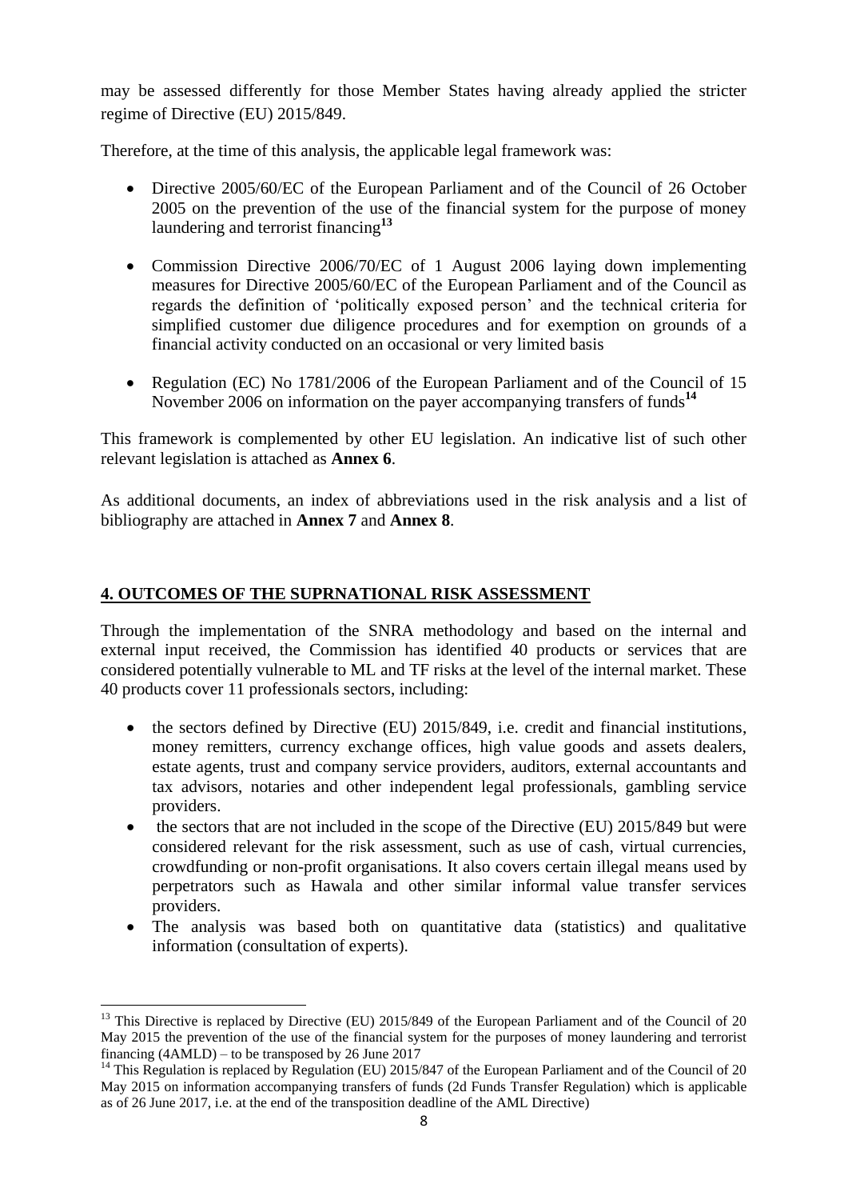may be assessed differently for those Member States having already applied the stricter regime of Directive (EU) 2015/849.

Therefore, at the time of this analysis, the applicable legal framework was:

- Directive 2005/60/EC of the European Parliament and of the Council of 26 October 2005 on the prevention of the use of the financial system for the purpose of money laundering and terrorist financing[13]
- Commission Directive 2006/70/EC of 1 August 2006 laying down implementing measures for Directive 2005/60/EC of the European Parliament and of the Council as regards the definition of 'politically exposed person' and the technical criteria for simplified customer due diligence procedures and for exemption on grounds of a financial activity conducted on an occasional or very limited basis
- Regulation (EC) No 1781/2006 of the European Parliament and of the Council of 15 November 2006 on information on the payer accompanying transfers of funds[14]

This framework is complemented by other EU legislation. An indicative list of such other relevant legislation is attached as **Annex 6**.

As additional documents, an index of abbreviations used in the risk analysis and a list of bibliography are attached in **Annex 7** and **Annex 8**.

## 4. OUTCOMES OF THE SUPRNATIONAL RISK ASSESSMENT

Through the implementation of the SNRA methodology and based on the internal and external input received, the Commission has identified 40 products or services that are considered potentially vulnerable to ML and TF risks at the level of the internal market. These 40 products cover 11 professionals sectors, including:

- the sectors defined by Directive (EU) 2015/849, i.e. credit and financial institutions, money remitters, currency exchange offices, high value goods and assets dealers, estate agents, trust and company service providers, auditors, external accountants and tax advisors, notaries and other independent legal professionals, gambling service providers.
- the sectors that are not included in the scope of the Directive (EU) 2015/849 but were considered relevant for the risk assessment, such as use of cash, virtual currencies, crowdfunding or non-profit organisations. It also covers certain illegal means used by perpetrators such as Hawala and other similar informal value transfer services providers.
- The analysis was based both on quantitative data (statistics) and qualitative information (consultation of experts).

---

[13] This Directive is replaced by Directive (EU) 2015/849 of the European Parliament and of the Council of 20 May 2015 the prevention of the use of the financial system for the purposes of money laundering and terrorist financing (4AMLD) – to be transposed by 26 June 2017

[14] This Regulation is replaced by Regulation (EU) 2015/847 of the European Parliament and of the Council of 20 May 2015 on information accompanying transfers of funds (2d Funds Transfer Regulation) which is applicable as of 26 June 2017, i.e. at the end of the transposition deadline of the AML Directive)